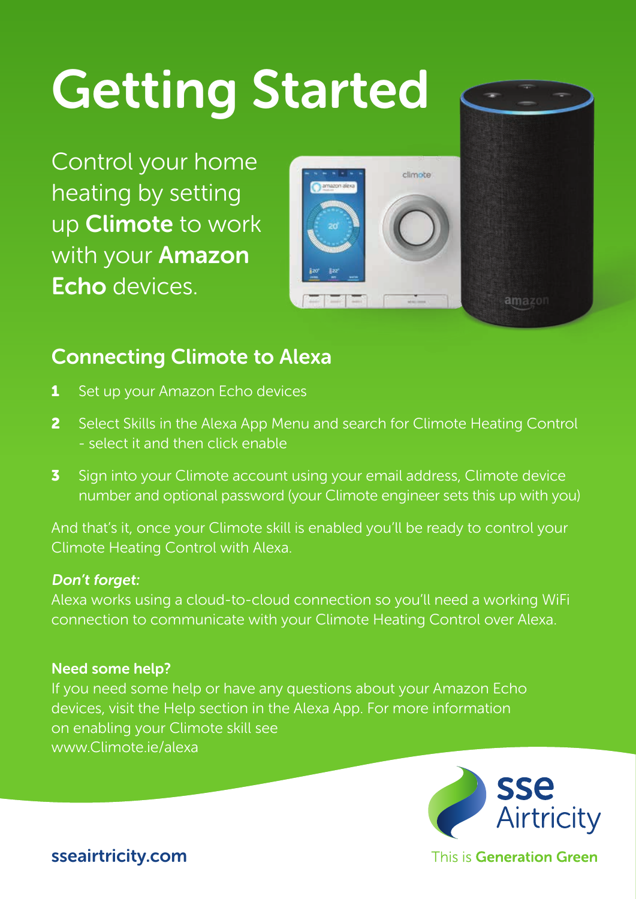# Getting Started

Control your home heating by setting up **Climote** to work with your **Amazon Echo** devices.

## Connecting Climote to Alexa

1. Set up your Amazon Echo devices
2. Select Skills in the Alexa App Menu and search for Climote Heating Control - select it and then click enable
3. Sign into your Climote account using your email address, Climote device number and optional password (your Climote engineer sets this up with you)

And that's it, once your Climote skill is enabled you'll be ready to control your Climote Heating Control with Alexa.

***Don't forget:***
Alexa works using a cloud-to-cloud connection so you'll need a working WiFi connection to communicate with your Climote Heating Control over Alexa.

**Need some help?**
If you need some help or have any questions about your Amazon Echo devices, visit the Help section in the Alexa App. For more information on enabling your Climote skill see www.Climote.ie/alexa

**sseairtricity.com**

sse Airtricity

This is **Generation Green**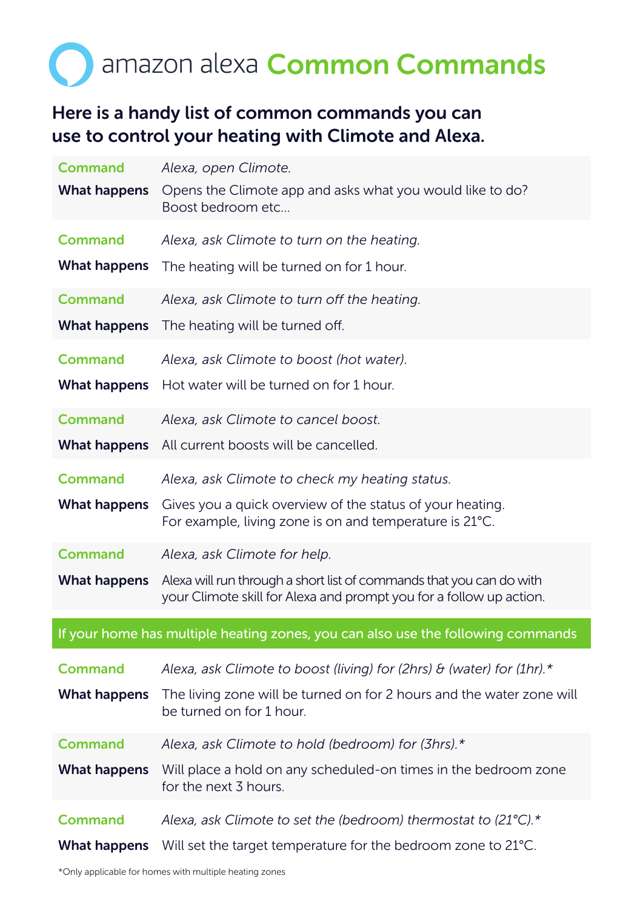# amazon alexa Common Commands

## Here is a handy list of common commands you can use to control your heating with Climote and Alexa.

**Command** *Alexa, open Climote.*

**What happens** Opens the Climote app and asks what you would like to do? Boost bedroom etc...

**Command** *Alexa, ask Climote to turn on the heating.*

**What happens** The heating will be turned on for 1 hour.

**Command** *Alexa, ask Climote to turn off the heating.*

**What happens** The heating will be turned off.

**Command** *Alexa, ask Climote to boost (hot water).*

**What happens** Hot water will be turned on for 1 hour.

**Command** *Alexa, ask Climote to cancel boost.*

**What happens** All current boosts will be cancelled.

**Command** *Alexa, ask Climote to check my heating status.*

**What happens** Gives you a quick overview of the status of your heating. For example, living zone is on and temperature is 21°C.

**Command** *Alexa, ask Climote for help.*

**What happens** Alexa will run through a short list of commands that you can do with your Climote skill for Alexa and prompt you for a follow up action.

### If your home has multiple heating zones, you can also use the following commands

**Command** *Alexa, ask Climote to boost (living) for (2hrs) & (water) for (1hr).**

**What happens** The living zone will be turned on for 2 hours and the water zone will be turned on for 1 hour.

**Command** *Alexa, ask Climote to hold (bedroom) for (3hrs).**

**What happens** Will place a hold on any scheduled-on times in the bedroom zone for the next 3 hours.

**Command** *Alexa, ask Climote to set the (bedroom) thermostat to (21°C).**

**What happens** Will set the target temperature for the bedroom zone to 21°C.

*Only applicable for homes with multiple heating zones